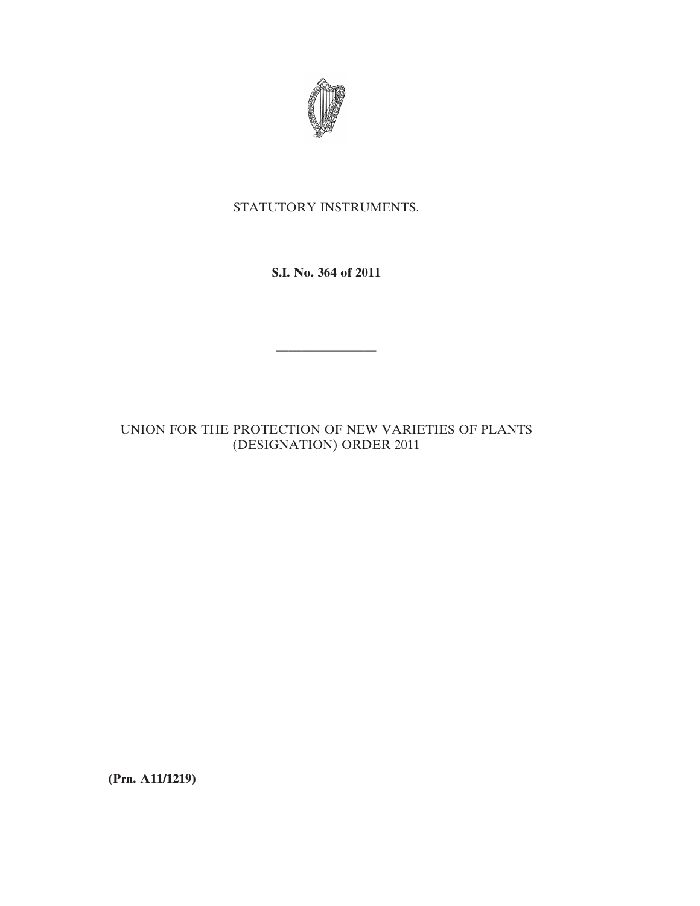STATUTORY INSTRUMENTS.

**S.I. No. 364 of 2011**

---

UNION FOR THE PROTECTION OF NEW VARIETIES OF PLANTS (DESIGNATION) ORDER 2011

**(Prn. A11/1219)**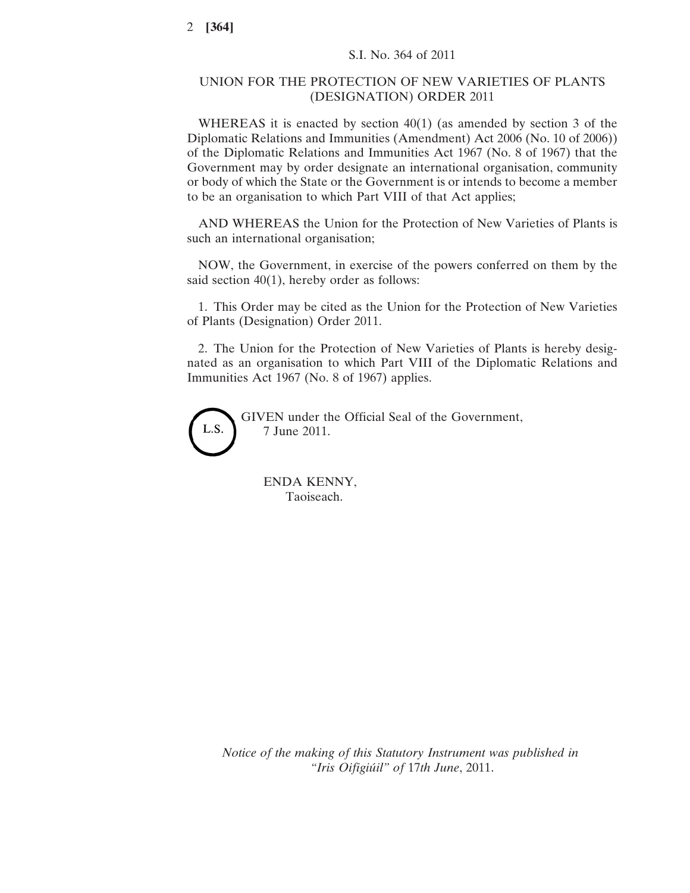S.I. No. 364 of 2011

UNION FOR THE PROTECTION OF NEW VARIETIES OF PLANTS (DESIGNATION) ORDER 2011

WHEREAS it is enacted by section 40(1) (as amended by section 3 of the Diplomatic Relations and Immunities (Amendment) Act 2006 (No. 10 of 2006)) of the Diplomatic Relations and Immunities Act 1967 (No. 8 of 1967) that the Government may by order designate an international organisation, community or body of which the State or the Government is or intends to become a member to be an organisation to which Part VIII of that Act applies;

AND WHEREAS the Union for the Protection of New Varieties of Plants is such an international organisation;

NOW, the Government, in exercise of the powers conferred on them by the said section 40(1), hereby order as follows:

1. This Order may be cited as the Union for the Protection of New Varieties of Plants (Designation) Order 2011.

2. The Union for the Protection of New Varieties of Plants is hereby designated as an organisation to which Part VIII of the Diplomatic Relations and Immunities Act 1967 (No. 8 of 1967) applies.

L.S.

GIVEN under the Official Seal of the Government,
7 June 2011.

ENDA KENNY,
Taoiseach.

*Notice of the making of this Statutory Instrument was published in "Iris Oifigiúil" of* 17*th June*, 2011.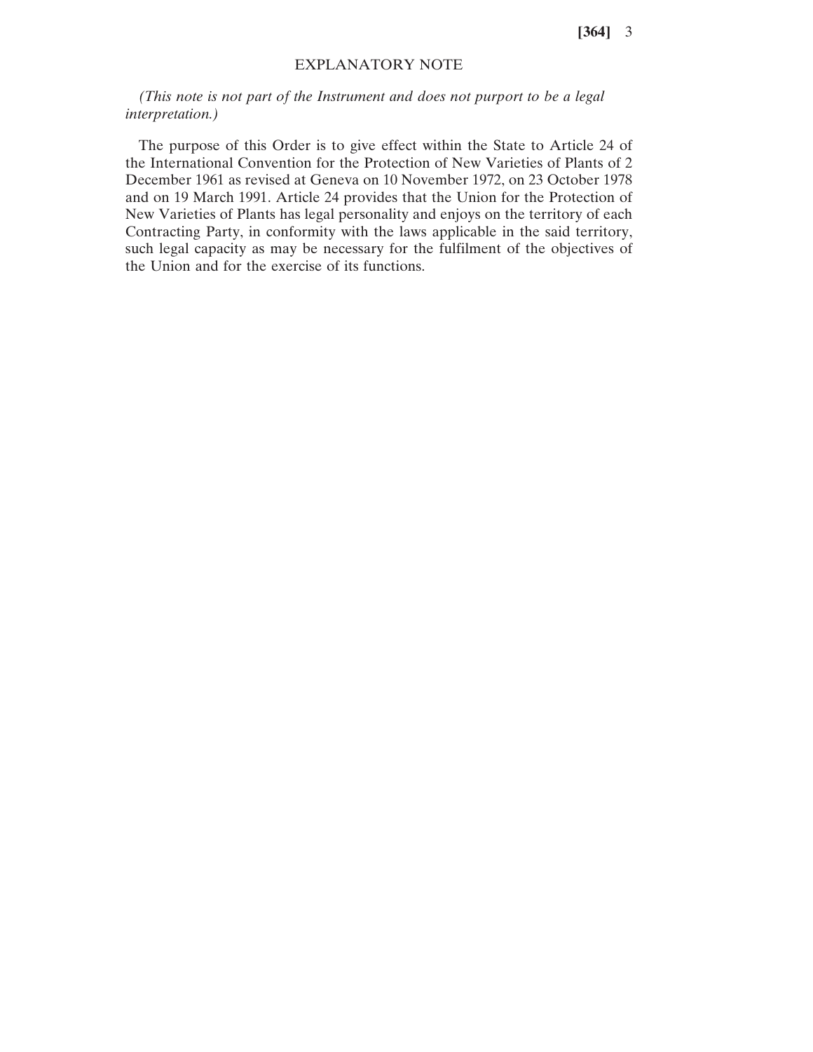## EXPLANATORY NOTE

*(This note is not part of the Instrument and does not purport to be a legal interpretation.)*

The purpose of this Order is to give effect within the State to Article 24 of the International Convention for the Protection of New Varieties of Plants of 2 December 1961 as revised at Geneva on 10 November 1972, on 23 October 1978 and on 19 March 1991. Article 24 provides that the Union for the Protection of New Varieties of Plants has legal personality and enjoys on the territory of each Contracting Party, in conformity with the laws applicable in the said territory, such legal capacity as may be necessary for the fulfilment of the objectives of the Union and for the exercise of its functions.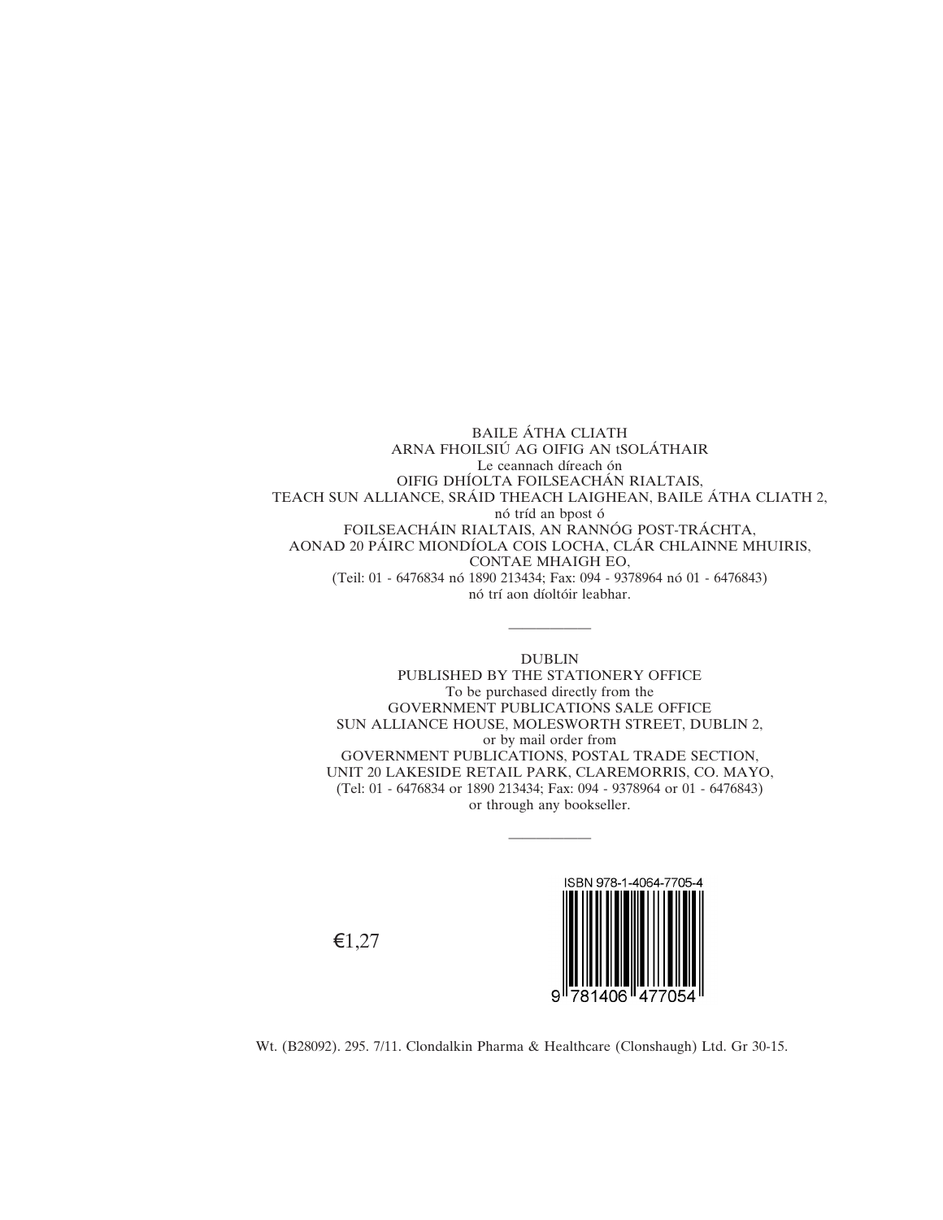BAILE ÁTHA CLIATH
ARNA FHOILSIÚ AG OIFIG AN tSOLÁTHAIR
Le ceannach díreach ón
OIFIG DHÍOLTA FOILSEACHÁN RIALTAIS,
TEACH SUN ALLIANCE, SRÁID THEACH LAIGHEAN, BAILE ÁTHA CLIATH 2,
nó tríd an bpost ó
FOILSEACHÁIN RIALTAIS, AN RANNÓG POST-TRÁCHTA,
AONAD 20 PÁIRC MIONDÍOLA COIS LOCHA, CLÁR CHLAINNE MHUIRIS,
CONTAE MHAIGH EO,
(Teil: 01 - 6476834 nó 1890 213434; Fax: 094 - 9378964 nó 01 - 6476843)
nó trí aon díoltóir leabhar.

---

DUBLIN
PUBLISHED BY THE STATIONERY OFFICE
To be purchased directly from the
GOVERNMENT PUBLICATIONS SALE OFFICE
SUN ALLIANCE HOUSE, MOLESWORTH STREET, DUBLIN 2,
or by mail order from
GOVERNMENT PUBLICATIONS, POSTAL TRADE SECTION,
UNIT 20 LAKESIDE RETAIL PARK, CLAREMORRIS, CO. MAYO,
(Tel: 01 - 6476834 or 1890 213434; Fax: 094 - 9378964 or 01 - 6476843)
or through any bookseller.

---

€1,27

ISBN 978-1-4064-7705-4

9 781406 477054

Wt. (B28092). 295. 7/11. Clondalkin Pharma & Healthcare (Clonshaugh) Ltd. Gr 30-15.